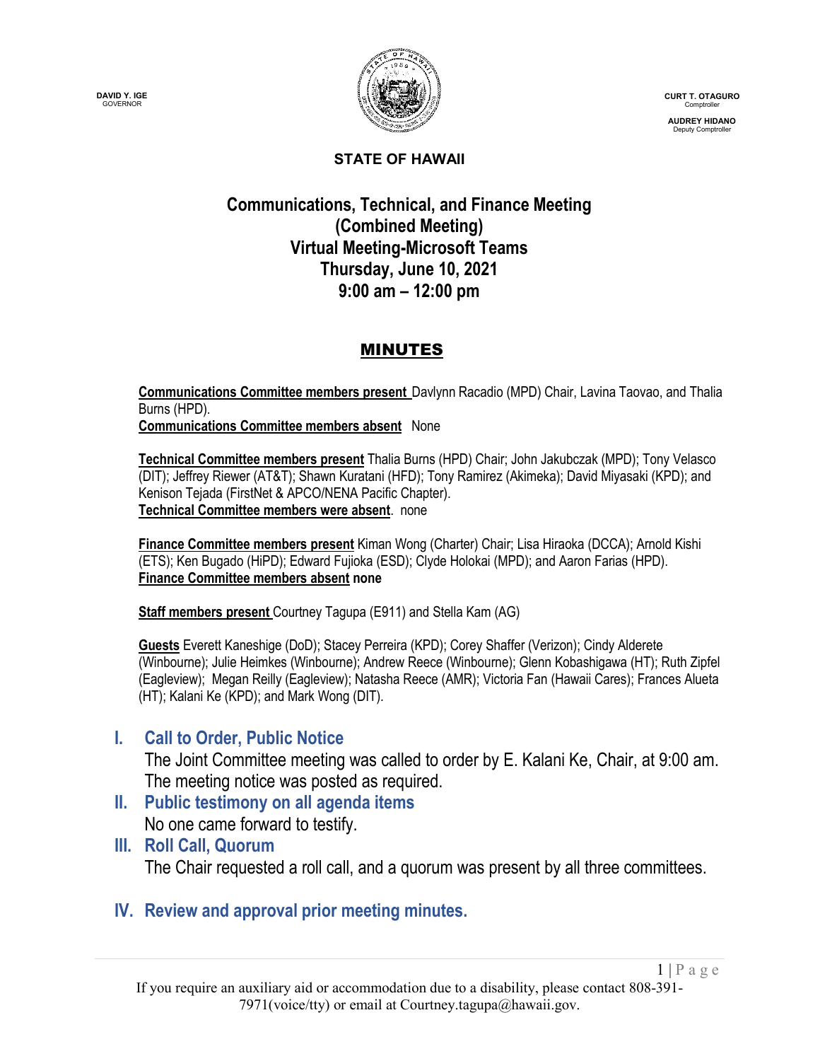DAVID Y. IGE
GOVERNOR

CURT T. OTAGURO
Comptroller

AUDREY HIDANO
Deputy Comptroller

**STATE OF HAWAII**

# Communications, Technical, and Finance Meeting (Combined Meeting) Virtual Meeting-Microsoft Teams Thursday, June 10, 2021 9:00 am – 12:00 pm

## MINUTES

**Communications Committee members present** Davlynn Racadio (MPD) Chair, Lavina Taovao, and Thalia Burns (HPD).
**Communications Committee members absent** None

**Technical Committee members present** Thalia Burns (HPD) Chair; John Jakubczak (MPD); Tony Velasco (DIT); Jeffrey Riewer (AT&T); Shawn Kuratani (HFD); Tony Ramirez (Akimeka); David Miyasaki (KPD); and Kenison Tejada (FirstNet & APCO/NENA Pacific Chapter).
**Technical Committee members were absent**. none

**Finance Committee members present** Kiman Wong (Charter) Chair; Lisa Hiraoka (DCCA); Arnold Kishi (ETS); Ken Bugado (HiPD); Edward Fujioka (ESD); Clyde Holokai (MPD); and Aaron Farias (HPD).
**Finance Committee members absent none**

**Staff members present** Courtney Tagupa (E911) and Stella Kam (AG)

**Guests** Everett Kaneshige (DoD); Stacey Perreira (KPD); Corey Shaffer (Verizon); Cindy Alderete (Winbourne); Julie Heimkes (Winbourne); Andrew Reece (Winbourne); Glenn Kobashigawa (HT); Ruth Zipfel (Eagleview); Megan Reilly (Eagleview); Natasha Reece (AMR); Victoria Fan (Hawaii Cares); Frances Alueta (HT); Kalani Ke (KPD); and Mark Wong (DIT).

## I. Call to Order, Public Notice

The Joint Committee meeting was called to order by E. Kalani Ke, Chair, at 9:00 am. The meeting notice was posted as required.

## II. Public testimony on all agenda items

No one came forward to testify.

## III. Roll Call, Quorum

The Chair requested a roll call, and a quorum was present by all three committees.

## IV. Review and approval prior meeting minutes.

If you require an auxiliary aid or accommodation due to a disability, please contact 808-391-7971(voice/tty) or email at Courtney.tagupa@hawaii.gov.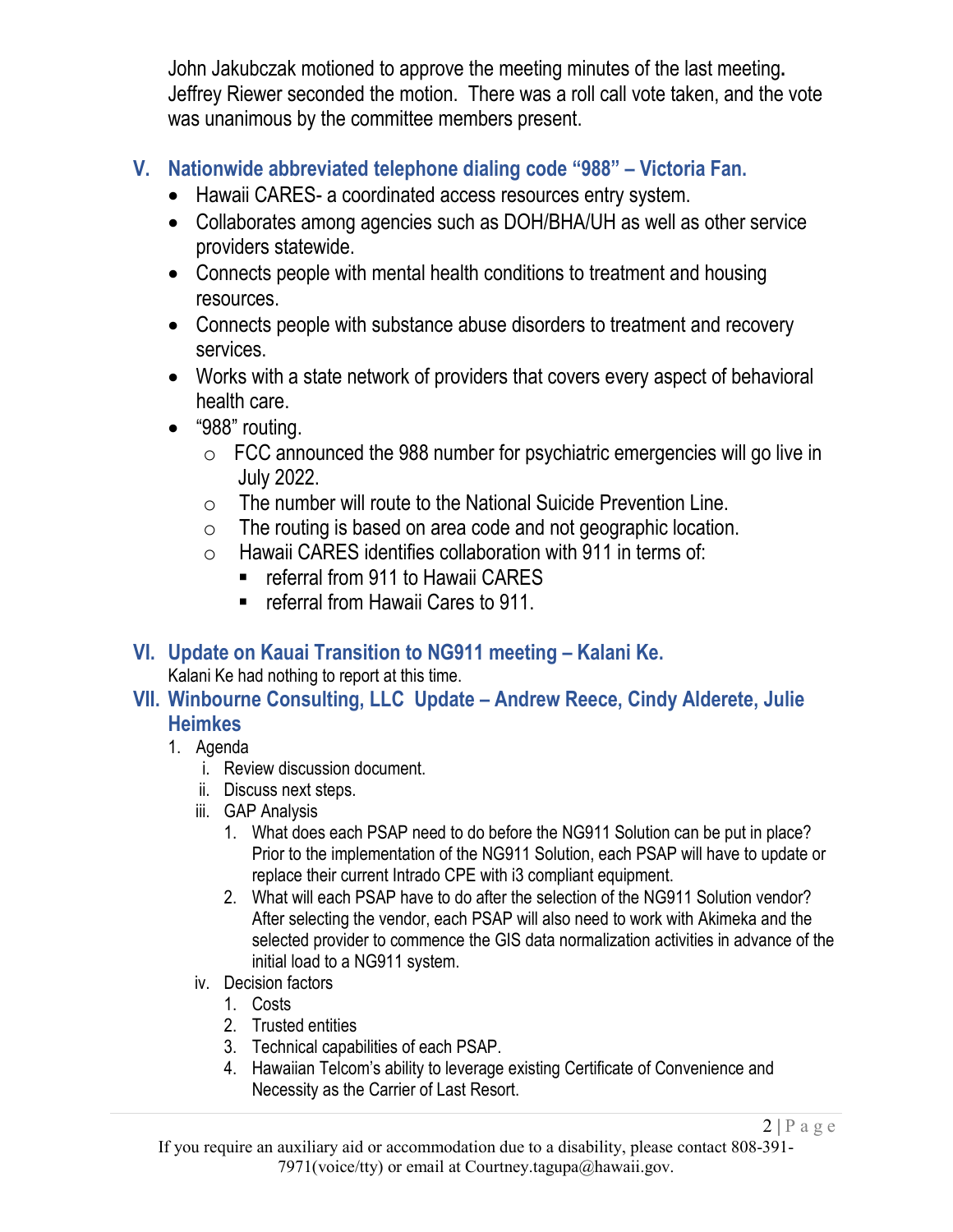John Jakubczak motioned to approve the meeting minutes of the last meeting**.** Jeffrey Riewer seconded the motion. There was a roll call vote taken, and the vote was unanimous by the committee members present.

## V. Nationwide abbreviated telephone dialing code "988" – Victoria Fan.

- Hawaii CARES- a coordinated access resources entry system.
- Collaborates among agencies such as DOH/BHA/UH as well as other service providers statewide.
- Connects people with mental health conditions to treatment and housing resources.
- Connects people with substance abuse disorders to treatment and recovery services.
- Works with a state network of providers that covers every aspect of behavioral health care.
- "988" routing.
  - FCC announced the 988 number for psychiatric emergencies will go live in July 2022.
  - The number will route to the National Suicide Prevention Line.
  - The routing is based on area code and not geographic location.
  - Hawaii CARES identifies collaboration with 911 in terms of:
    - referral from 911 to Hawaii CARES
    - referral from Hawaii Cares to 911.

## VI. Update on Kauai Transition to NG911 meeting – Kalani Ke.

Kalani Ke had nothing to report at this time.

## VII. Winbourne Consulting, LLC Update – Andrew Reece, Cindy Alderete, Julie Heimkes

1. Agenda
   i. Review discussion document.
   ii. Discuss next steps.
   iii. GAP Analysis
      1. What does each PSAP need to do before the NG911 Solution can be put in place? Prior to the implementation of the NG911 Solution, each PSAP will have to update or replace their current Intrado CPE with i3 compliant equipment.
      2. What will each PSAP have to do after the selection of the NG911 Solution vendor? After selecting the vendor, each PSAP will also need to work with Akimeka and the selected provider to commence the GIS data normalization activities in advance of the initial load to a NG911 system.
   iv. Decision factors
      1. Costs
      2. Trusted entities
      3. Technical capabilities of each PSAP.
      4. Hawaiian Telcom's ability to leverage existing Certificate of Convenience and Necessity as the Carrier of Last Resort.

If you require an auxiliary aid or accommodation due to a disability, please contact 808-391-7971(voice/tty) or email at Courtney.tagupa@hawaii.gov.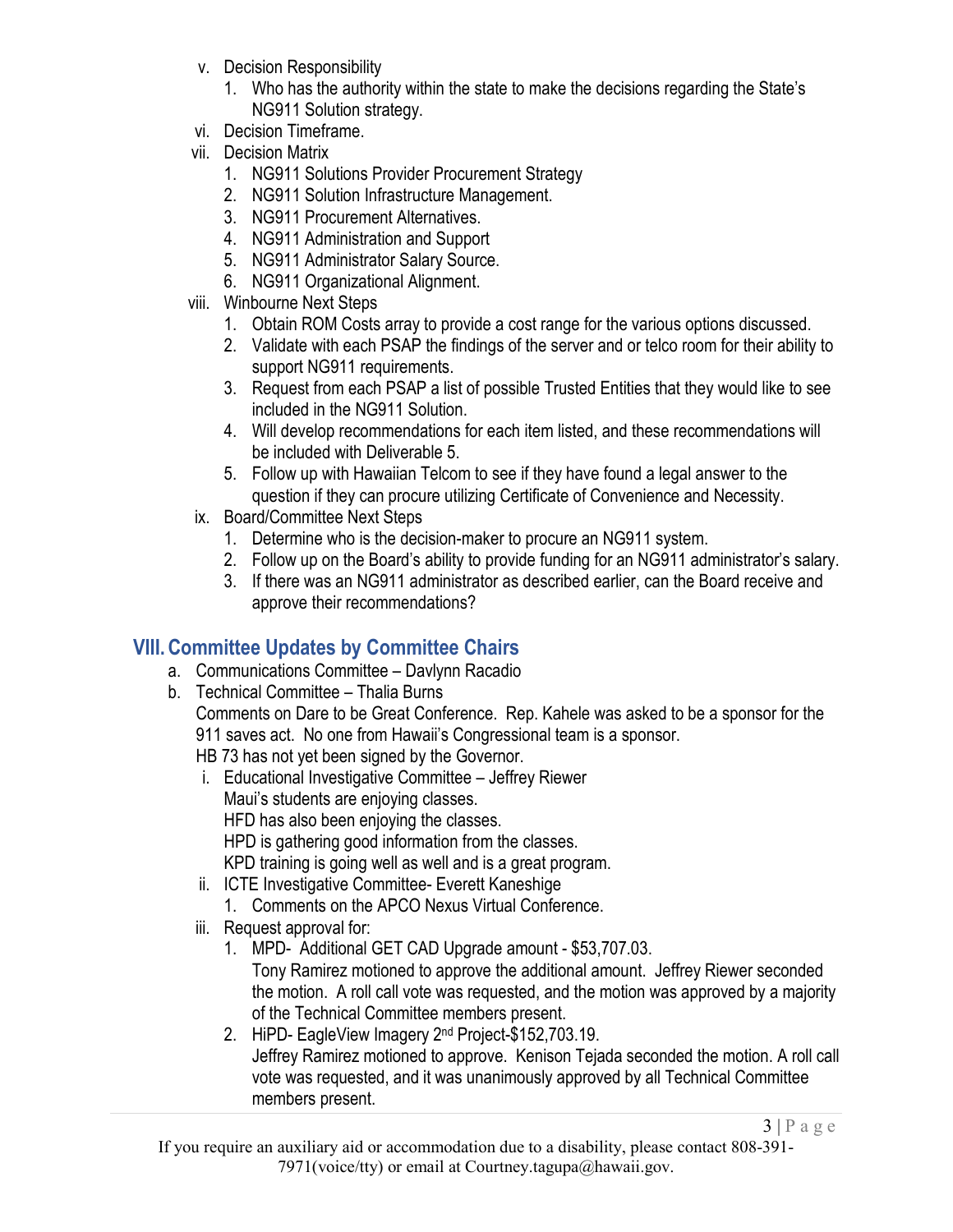v. Decision Responsibility
   1. Who has the authority within the state to make the decisions regarding the State's NG911 Solution strategy.

vi. Decision Timeframe.

vii. Decision Matrix
   1. NG911 Solutions Provider Procurement Strategy
   2. NG911 Solution Infrastructure Management.
   3. NG911 Procurement Alternatives.
   4. NG911 Administration and Support
   5. NG911 Administrator Salary Source.
   6. NG911 Organizational Alignment.

viii. Winbourne Next Steps
   1. Obtain ROM Costs array to provide a cost range for the various options discussed.
   2. Validate with each PSAP the findings of the server and or telco room for their ability to support NG911 requirements.
   3. Request from each PSAP a list of possible Trusted Entities that they would like to see included in the NG911 Solution.
   4. Will develop recommendations for each item listed, and these recommendations will be included with Deliverable 5.
   5. Follow up with Hawaiian Telcom to see if they have found a legal answer to the question if they can procure utilizing Certificate of Convenience and Necessity.

ix. Board/Committee Next Steps
   1. Determine who is the decision-maker to procure an NG911 system.
   2. Follow up on the Board's ability to provide funding for an NG911 administrator's salary.
   3. If there was an NG911 administrator as described earlier, can the Board receive and approve their recommendations?

## VIII. Committee Updates by Committee Chairs

a. Communications Committee – Davlynn Racadio

b. Technical Committee – Thalia Burns

   Comments on Dare to be Great Conference. Rep. Kahele was asked to be a sponsor for the 911 saves act. No one from Hawaii's Congressional team is a sponsor.

   HB 73 has not yet been signed by the Governor.

   i. Educational Investigative Committee – Jeffrey Riewer

      Maui's students are enjoying classes.

      HFD has also been enjoying the classes.

      HPD is gathering good information from the classes.

      KPD training is going well as well and is a great program.

   ii. ICTE Investigative Committee- Everett Kaneshige
      1. Comments on the APCO Nexus Virtual Conference.

   iii. Request approval for:
      1. MPD- Additional GET CAD Upgrade amount - $53,707.03.

         Tony Ramirez motioned to approve the additional amount. Jeffrey Riewer seconded the motion. A roll call vote was requested, and the motion was approved by a majority of the Technical Committee members present.

      2. HiPD- EagleView Imagery 2nd Project-$152,703.19.

         Jeffrey Ramirez motioned to approve. Kenison Tejada seconded the motion. A roll call vote was requested, and it was unanimously approved by all Technical Committee members present.

If you require an auxiliary aid or accommodation due to a disability, please contact 808-391-7971(voice/tty) or email at Courtney.tagupa@hawaii.gov.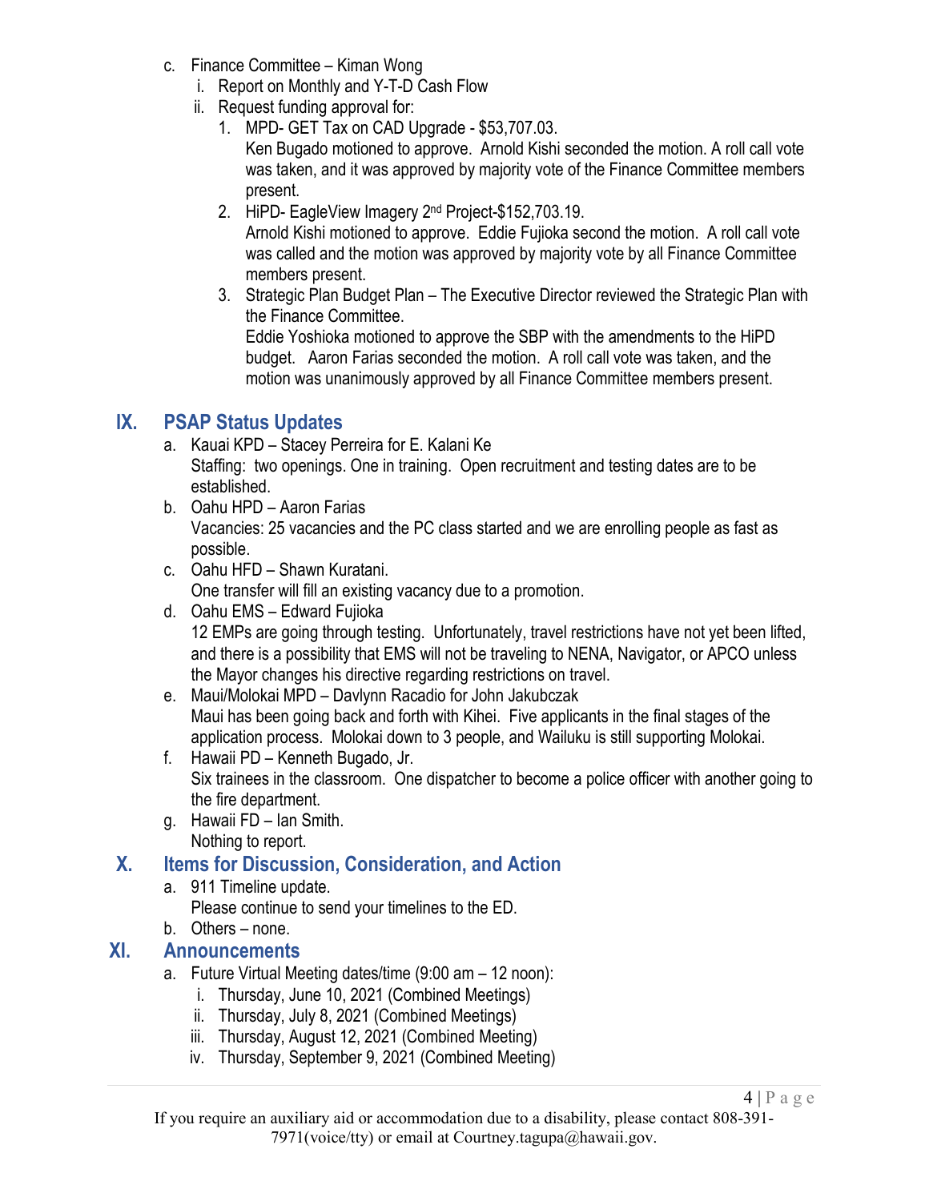c. Finance Committee – Kiman Wong
   i. Report on Monthly and Y-T-D Cash Flow
   ii. Request funding approval for:
      1. MPD- GET Tax on CAD Upgrade - $53,707.03.
         Ken Bugado motioned to approve. Arnold Kishi seconded the motion. A roll call vote was taken, and it was approved by majority vote of the Finance Committee members present.
      2. HiPD- EagleView Imagery 2nd Project-$152,703.19.
         Arnold Kishi motioned to approve. Eddie Fujioka second the motion. A roll call vote was called and the motion was approved by majority vote by all Finance Committee members present.
      3. Strategic Plan Budget Plan – The Executive Director reviewed the Strategic Plan with the Finance Committee.
         Eddie Yoshioka motioned to approve the SBP with the amendments to the HiPD budget. Aaron Farias seconded the motion. A roll call vote was taken, and the motion was unanimously approved by all Finance Committee members present.

## IX. PSAP Status Updates

a. Kauai KPD – Stacey Perreira for E. Kalani Ke
   Staffing: two openings. One in training. Open recruitment and testing dates are to be established.
b. Oahu HPD – Aaron Farias
   Vacancies: 25 vacancies and the PC class started and we are enrolling people as fast as possible.
c. Oahu HFD – Shawn Kuratani.
   One transfer will fill an existing vacancy due to a promotion.
d. Oahu EMS – Edward Fujioka
   12 EMPs are going through testing. Unfortunately, travel restrictions have not yet been lifted, and there is a possibility that EMS will not be traveling to NENA, Navigator, or APCO unless the Mayor changes his directive regarding restrictions on travel.
e. Maui/Molokai MPD – Davlynn Racadio for John Jakubczak
   Maui has been going back and forth with Kihei. Five applicants in the final stages of the application process. Molokai down to 3 people, and Wailuku is still supporting Molokai.
f. Hawaii PD – Kenneth Bugado, Jr.
   Six trainees in the classroom. One dispatcher to become a police officer with another going to the fire department.
g. Hawaii FD – Ian Smith.
   Nothing to report.

## X. Items for Discussion, Consideration, and Action

a. 911 Timeline update.
   Please continue to send your timelines to the ED.
b. Others – none.

## XI. Announcements

a. Future Virtual Meeting dates/time (9:00 am – 12 noon):
   i. Thursday, June 10, 2021 (Combined Meetings)
   ii. Thursday, July 8, 2021 (Combined Meetings)
   iii. Thursday, August 12, 2021 (Combined Meeting)
   iv. Thursday, September 9, 2021 (Combined Meeting)

If you require an auxiliary aid or accommodation due to a disability, please contact 808-391-7971(voice/tty) or email at Courtney.tagupa@hawaii.gov.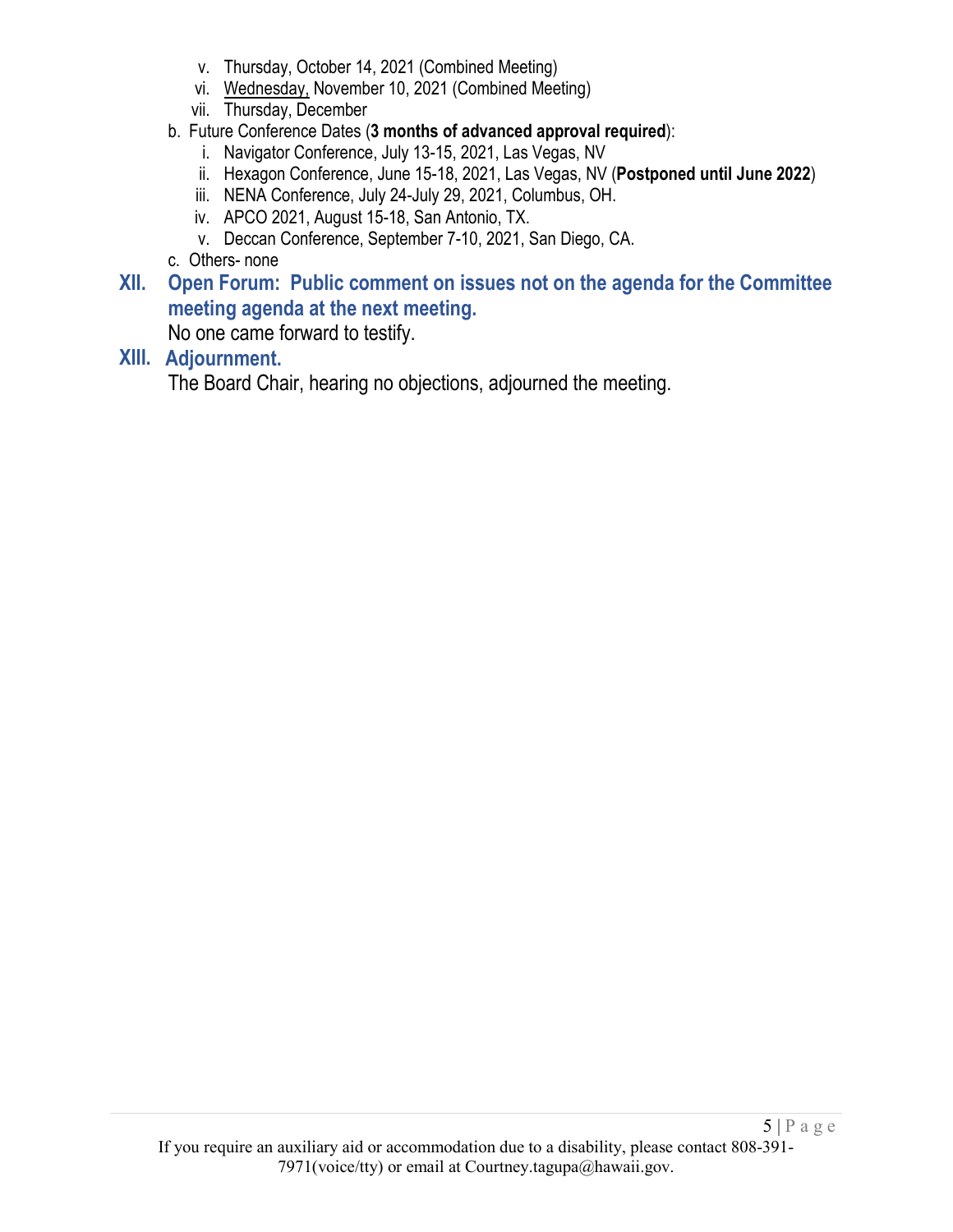v. Thursday, October 14, 2021 (Combined Meeting)
vi. Wednesday, November 10, 2021 (Combined Meeting)
vii. Thursday, December

b. Future Conference Dates (**3 months of advanced approval required**):
   i. Navigator Conference, July 13-15, 2021, Las Vegas, NV
   ii. Hexagon Conference, June 15-18, 2021, Las Vegas, NV (**Postponed until June 2022**)
   iii. NENA Conference, July 24-July 29, 2021, Columbus, OH.
   iv. APCO 2021, August 15-18, San Antonio, TX.
   v. Deccan Conference, September 7-10, 2021, San Diego, CA.

c. Others- none

## XII. Open Forum: Public comment on issues not on the agenda for the Committee meeting agenda at the next meeting.

No one came forward to testify.

## XIII. Adjournment.

The Board Chair, hearing no objections, adjourned the meeting.

If you require an auxiliary aid or accommodation due to a disability, please contact 808-391-7971(voice/tty) or email at Courtney.tagupa@hawaii.gov.